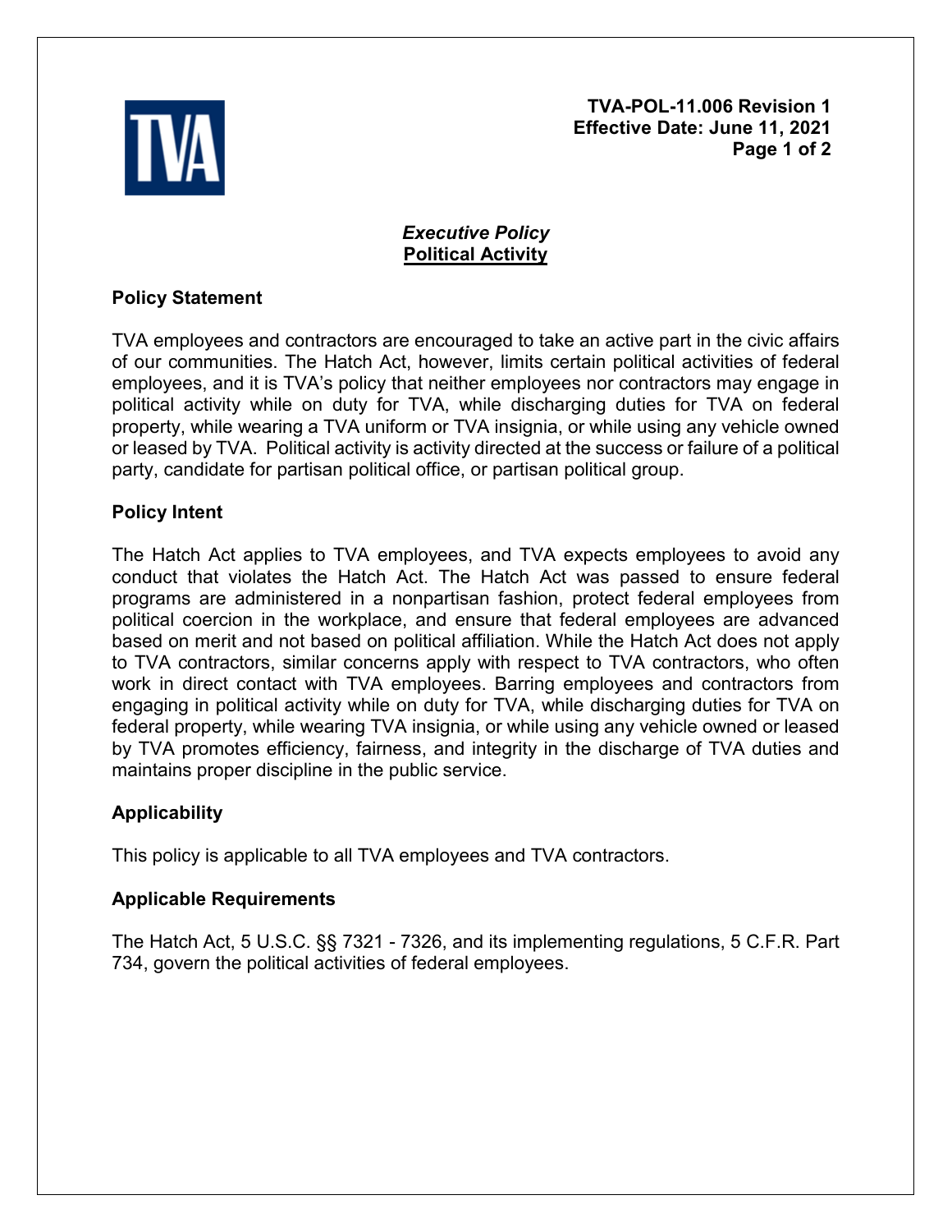TVA-POL-11.006 Revision 1
Effective Date: June 11, 2021

# *Executive Policy*
# Political Activity

## Policy Statement

TVA employees and contractors are encouraged to take an active part in the civic affairs of our communities. The Hatch Act, however, limits certain political activities of federal employees, and it is TVA's policy that neither employees nor contractors may engage in political activity while on duty for TVA, while discharging duties for TVA on federal property, while wearing a TVA uniform or TVA insignia, or while using any vehicle owned or leased by TVA. Political activity is activity directed at the success or failure of a political party, candidate for partisan political office, or partisan political group.

## Policy Intent

The Hatch Act applies to TVA employees, and TVA expects employees to avoid any conduct that violates the Hatch Act. The Hatch Act was passed to ensure federal programs are administered in a nonpartisan fashion, protect federal employees from political coercion in the workplace, and ensure that federal employees are advanced based on merit and not based on political affiliation. While the Hatch Act does not apply to TVA contractors, similar concerns apply with respect to TVA contractors, who often work in direct contact with TVA employees. Barring employees and contractors from engaging in political activity while on duty for TVA, while discharging duties for TVA on federal property, while wearing TVA insignia, or while using any vehicle owned or leased by TVA promotes efficiency, fairness, and integrity in the discharge of TVA duties and maintains proper discipline in the public service.

## Applicability

This policy is applicable to all TVA employees and TVA contractors.

## Applicable Requirements

The Hatch Act, 5 U.S.C. §§ 7321 - 7326, and its implementing regulations, 5 C.F.R. Part 734, govern the political activities of federal employees.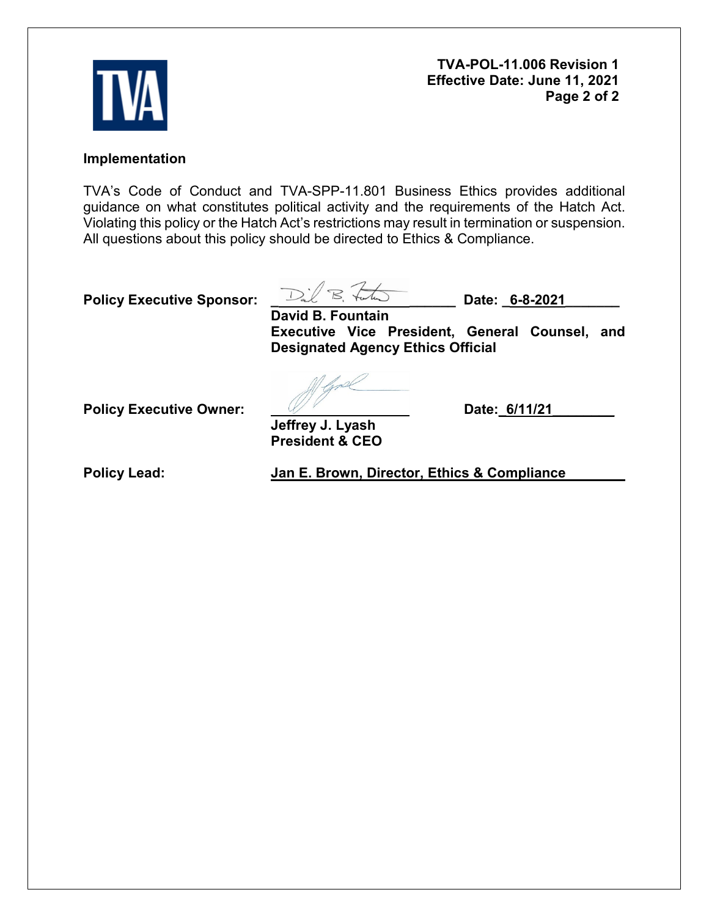## Implementation

TVA's Code of Conduct and TVA-SPP-11.801 Business Ethics provides additional guidance on what constitutes political activity and the requirements of the Hatch Act. Violating this policy or the Hatch Act's restrictions may result in termination or suspension. All questions about this policy should be directed to Ethics & Compliance.

**Policy Executive Sponsor:** ______________________ **Date: 6-8-2021**

**David B. Fountain**
**Executive Vice President, General Counsel, and Designated Agency Ethics Official**

**Policy Executive Owner:** ______________________ **Date: 6/11/21**

**Jeffrey J. Lyash**
**President & CEO**

**Policy Lead:** **Jan E. Brown, Director, Ethics & Compliance**